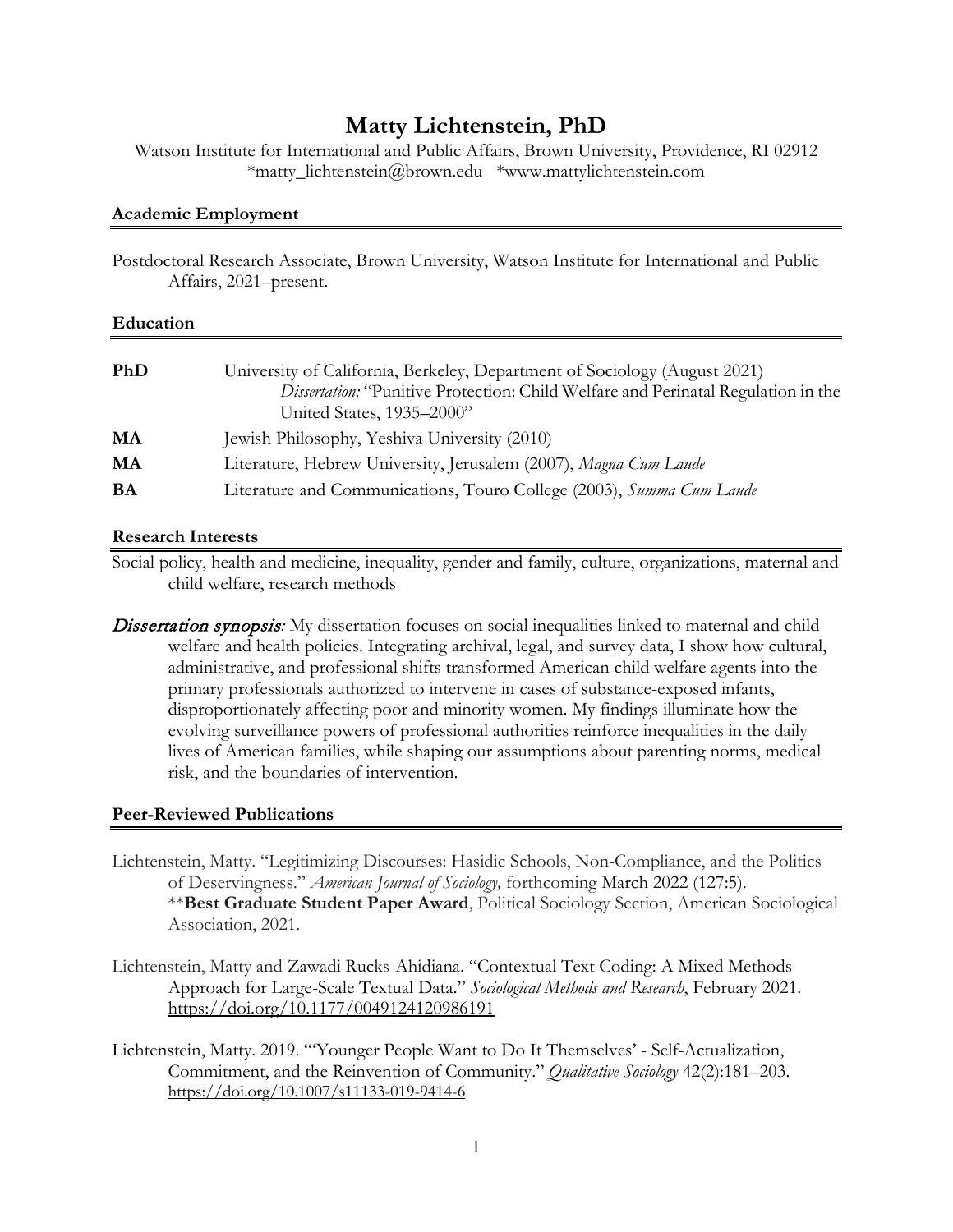# Matty Lichtenstein, PhD

Watson Institute for International and Public Affairs, Brown University, Providence, RI 02912
*matty_lichtenstein@brown.edu *www.mattylichtenstein.com

## Academic Employment

Postdoctoral Research Associate, Brown University, Watson Institute for International and Public Affairs, 2021–present.

## Education

**PhD** University of California, Berkeley, Department of Sociology (August 2021)
*Dissertation:* "Punitive Protection: Child Welfare and Perinatal Regulation in the United States, 1935–2000"

**MA** Jewish Philosophy, Yeshiva University (2010)

**MA** Literature, Hebrew University, Jerusalem (2007), *Magna Cum Laude*

**BA** Literature and Communications, Touro College (2003), *Summa Cum Laude*

## Research Interests

Social policy, health and medicine, inequality, gender and family, culture, organizations, maternal and child welfare, research methods

*Dissertation synopsis:* My dissertation focuses on social inequalities linked to maternal and child welfare and health policies. Integrating archival, legal, and survey data, I show how cultural, administrative, and professional shifts transformed American child welfare agents into the primary professionals authorized to intervene in cases of substance-exposed infants, disproportionately affecting poor and minority women. My findings illuminate how the evolving surveillance powers of professional authorities reinforce inequalities in the daily lives of American families, while shaping our assumptions about parenting norms, medical risk, and the boundaries of intervention.

## Peer-Reviewed Publications

Lichtenstein, Matty. "Legitimizing Discourses: Hasidic Schools, Non-Compliance, and the Politics of Deservingness." *American Journal of Sociology,* forthcoming March 2022 (127:5).
**Best Graduate Student Paper Award**, Political Sociology Section, American Sociological Association, 2021.

Lichtenstein, Matty and Zawadi Rucks-Ahidiana. "Contextual Text Coding: A Mixed Methods Approach for Large-Scale Textual Data." *Sociological Methods and Research*, February 2021. https://doi.org/10.1177/0049124120986191

Lichtenstein, Matty. 2019. "'Younger People Want to Do It Themselves' - Self-Actualization, Commitment, and the Reinvention of Community." *Qualitative Sociology* 42(2):181–203. https://doi.org/10.1007/s11133-019-9414-6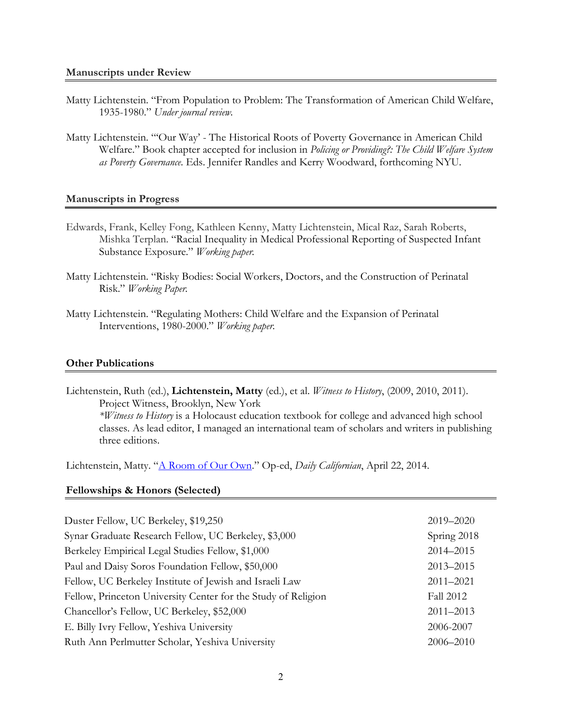## Manuscripts under Review

Matty Lichtenstein. "From Population to Problem: The Transformation of American Child Welfare, 1935-1980." *Under journal review*.

Matty Lichtenstein. "'Our Way' - The Historical Roots of Poverty Governance in American Child Welfare." Book chapter accepted for inclusion in *Policing or Providing?: The Child Welfare System as Poverty Governance*. Eds. Jennifer Randles and Kerry Woodward, forthcoming NYU.

## Manuscripts in Progress

Edwards, Frank, Kelley Fong, Kathleen Kenny, Matty Lichtenstein, Mical Raz, Sarah Roberts, Mishka Terplan. "Racial Inequality in Medical Professional Reporting of Suspected Infant Substance Exposure." *Working paper*.

Matty Lichtenstein. "Risky Bodies: Social Workers, Doctors, and the Construction of Perinatal Risk." *Working Paper*.

Matty Lichtenstein. "Regulating Mothers: Child Welfare and the Expansion of Perinatal Interventions, 1980-2000." *Working paper*.

## Other Publications

Lichtenstein, Ruth (ed.), **Lichtenstein, Matty** (ed.), et al. *Witness to History*, (2009, 2010, 2011). Project Witness, Brooklyn, New York
*\*Witness to History* is a Holocaust education textbook for college and advanced high school classes. As lead editor, I managed an international team of scholars and writers in publishing three editions.

Lichtenstein, Matty. "A Room of Our Own." Op-ed, *Daily Californian*, April 22, 2014.

## Fellowships & Honors (Selected)

| | |
|---|---|
| Duster Fellow, UC Berkeley, $19,250 | 2019–2020 |
| Synar Graduate Research Fellow, UC Berkeley, $3,000 | Spring 2018 |
| Berkeley Empirical Legal Studies Fellow, $1,000 | 2014–2015 |
| Paul and Daisy Soros Foundation Fellow, $50,000 | 2013–2015 |
| Fellow, UC Berkeley Institute of Jewish and Israeli Law | 2011–2021 |
| Fellow, Princeton University Center for the Study of Religion | Fall 2012 |
| Chancellor's Fellow, UC Berkeley, $52,000 | 2011–2013 |
| E. Billy Ivry Fellow, Yeshiva University | 2006-2007 |
| Ruth Ann Perlmutter Scholar, Yeshiva University | 2006–2010 |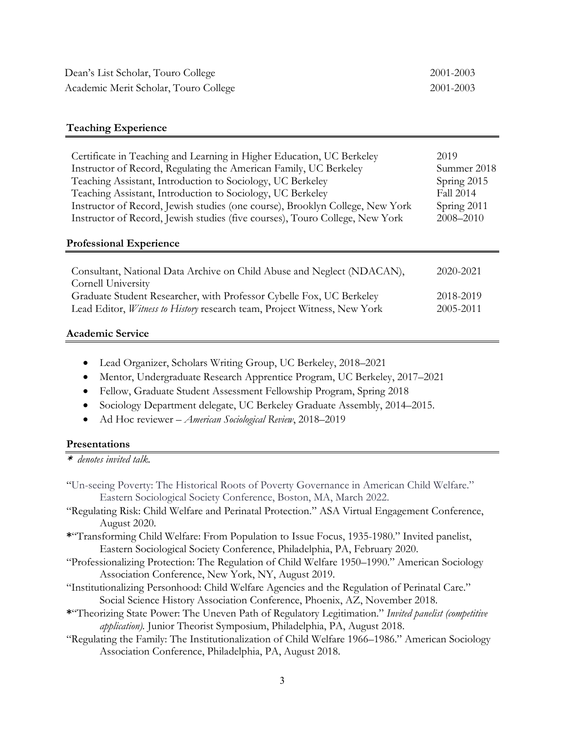| | |
|---|---|
| Dean's List Scholar, Touro College | 2001-2003 |
| Academic Merit Scholar, Touro College | 2001-2003 |

## Teaching Experience

| | |
|---|---|
| Certificate in Teaching and Learning in Higher Education, UC Berkeley | 2019 |
| Instructor of Record, Regulating the American Family, UC Berkeley | Summer 2018 |
| Teaching Assistant, Introduction to Sociology, UC Berkeley | Spring 2015 |
| Teaching Assistant, Introduction to Sociology, UC Berkeley | Fall 2014 |
| Instructor of Record, Jewish studies (one course), Brooklyn College, New York | Spring 2011 |
| Instructor of Record, Jewish studies (five courses), Touro College, New York | 2008–2010 |

## Professional Experience

| | |
|---|---|
| Consultant, National Data Archive on Child Abuse and Neglect (NDACAN), Cornell University | 2020-2021 |
| Graduate Student Researcher, with Professor Cybelle Fox, UC Berkeley | 2018-2019 |
| Lead Editor, *Witness to History* research team, Project Witness, New York | 2005-2011 |

## Academic Service

- Lead Organizer, Scholars Writing Group, UC Berkeley, 2018–2021
- Mentor, Undergraduate Research Apprentice Program, UC Berkeley, 2017–2021
- Fellow, Graduate Student Assessment Fellowship Program, Spring 2018
- Sociology Department delegate, UC Berkeley Graduate Assembly, 2014–2015.
- Ad Hoc reviewer – *American Sociological Review*, 2018–2019

## Presentations

*\* denotes invited talk.*

"Un-seeing Poverty: The Historical Roots of Poverty Governance in American Child Welfare." Eastern Sociological Society Conference, Boston, MA, March 2022.

"Regulating Risk: Child Welfare and Perinatal Protection." ASA Virtual Engagement Conference, August 2020.

**\***"Transforming Child Welfare: From Population to Issue Focus, 1935-1980." Invited panelist, Eastern Sociological Society Conference, Philadelphia, PA, February 2020.

"Professionalizing Protection: The Regulation of Child Welfare 1950–1990." American Sociology Association Conference, New York, NY, August 2019.

"Institutionalizing Personhood: Child Welfare Agencies and the Regulation of Perinatal Care." Social Science History Association Conference, Phoenix, AZ, November 2018.

**\***"Theorizing State Power: The Uneven Path of Regulatory Legitimation." *Invited panelist (competitive application).* Junior Theorist Symposium, Philadelphia, PA, August 2018.

"Regulating the Family: The Institutionalization of Child Welfare 1966–1986." American Sociology Association Conference, Philadelphia, PA, August 2018.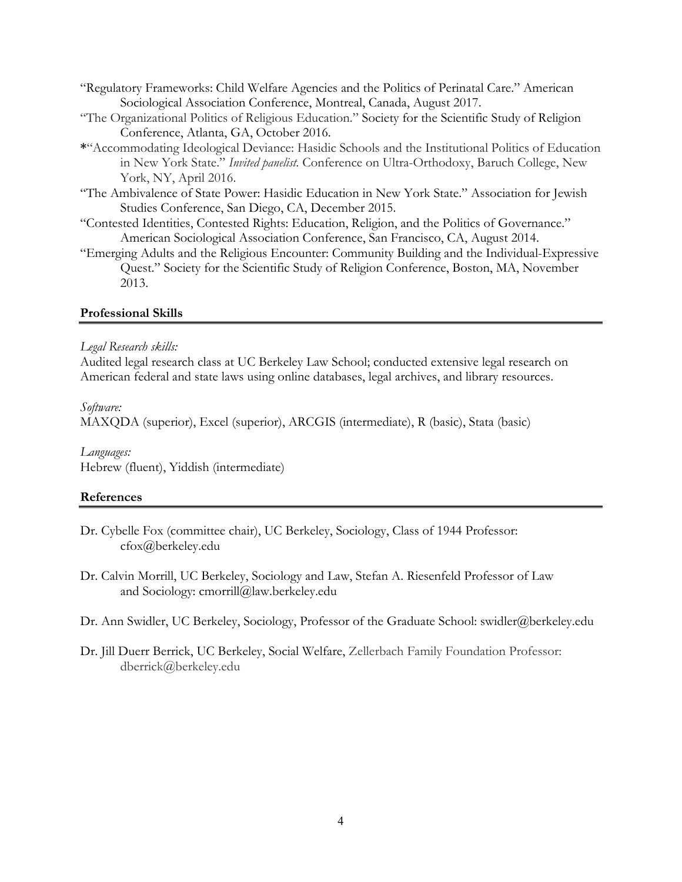"Regulatory Frameworks: Child Welfare Agencies and the Politics of Perinatal Care." American Sociological Association Conference, Montreal, Canada, August 2017.

"The Organizational Politics of Religious Education." Society for the Scientific Study of Religion Conference, Atlanta, GA, October 2016.

*"Accommodating Ideological Deviance: Hasidic Schools and the Institutional Politics of Education in New York State." *Invited panelist.* Conference on Ultra-Orthodoxy, Baruch College, New York, NY, April 2016.

"The Ambivalence of State Power: Hasidic Education in New York State." Association for Jewish Studies Conference, San Diego, CA, December 2015.

"Contested Identities, Contested Rights: Education, Religion, and the Politics of Governance." American Sociological Association Conference, San Francisco, CA, August 2014.

"Emerging Adults and the Religious Encounter: Community Building and the Individual-Expressive Quest." Society for the Scientific Study of Religion Conference, Boston, MA, November 2013.

## Professional Skills

*Legal Research skills:*
Audited legal research class at UC Berkeley Law School; conducted extensive legal research on American federal and state laws using online databases, legal archives, and library resources.

*Software:*
MAXQDA (superior), Excel (superior), ARCGIS (intermediate), R (basic), Stata (basic)

*Languages:*
Hebrew (fluent), Yiddish (intermediate)

## References

Dr. Cybelle Fox (committee chair), UC Berkeley, Sociology, Class of 1944 Professor: cfox@berkeley.edu

Dr. Calvin Morrill, UC Berkeley, Sociology and Law, Stefan A. Riesenfeld Professor of Law and Sociology: cmorrill@law.berkeley.edu

Dr. Ann Swidler, UC Berkeley, Sociology, Professor of the Graduate School: swidler@berkeley.edu

Dr. Jill Duerr Berrick, UC Berkeley, Social Welfare, Zellerbach Family Foundation Professor: dberrick@berkeley.edu